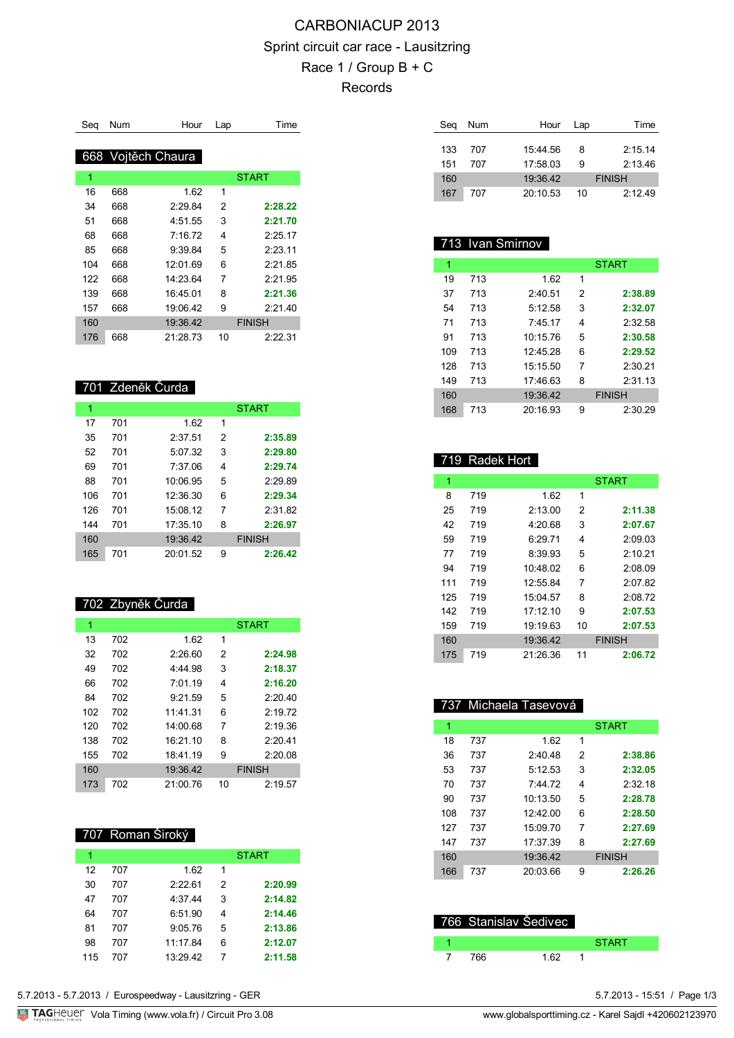# CARBONIACUP 2013

Sprint circuit car race - Lausitzring

Race 1 / Group B + C

Records

### 668 Vojtěch Chaura

| Seq | Num | Hour | Lap | Time |
|---|---|---|---|---|
| 1 | | | | START |
| 16 | 668 | 1.62 | 1 | |
| 34 | 668 | 2:29.84 | 2 | **2:28.22** |
| 51 | 668 | 4:51.55 | 3 | **2:21.70** |
| 68 | 668 | 7:16.72 | 4 | 2:25.17 |
| 85 | 668 | 9:39.84 | 5 | 2:23.11 |
| 104 | 668 | 12:01.69 | 6 | 2:21.85 |
| 122 | 668 | 14:23.64 | 7 | 2:21.95 |
| 139 | 668 | 16:45.01 | 8 | **2:21.36** |
| 157 | 668 | 19:06.42 | 9 | 2:21.40 |
| 160 | | 19:36.42 | | FINISH |
| 176 | 668 | 21:28.73 | 10 | 2:22.31 |

### 701 Zdeněk Čurda

| Seq | Num | Hour | Lap | Time |
|---|---|---|---|---|
| 1 | | | | START |
| 17 | 701 | 1.62 | 1 | |
| 35 | 701 | 2:37.51 | 2 | **2:35.89** |
| 52 | 701 | 5:07.32 | 3 | **2:29.80** |
| 69 | 701 | 7:37.06 | 4 | **2:29.74** |
| 88 | 701 | 10:06.95 | 5 | 2:29.89 |
| 106 | 701 | 12:36.30 | 6 | **2:29.34** |
| 126 | 701 | 15:08.12 | 7 | 2:31.82 |
| 144 | 701 | 17:35.10 | 8 | **2:26.97** |
| 160 | | 19:36.42 | | FINISH |
| 165 | 701 | 20:01.52 | 9 | **2:26.42** |

### 702 Zbyněk Čurda

| Seq | Num | Hour | Lap | Time |
|---|---|---|---|---|
| 1 | | | | START |
| 13 | 702 | 1.62 | 1 | |
| 32 | 702 | 2:26.60 | 2 | **2:24.98** |
| 49 | 702 | 4:44.98 | 3 | **2:18.37** |
| 66 | 702 | 7:01.19 | 4 | **2:16.20** |
| 84 | 702 | 9:21.59 | 5 | 2:20.40 |
| 102 | 702 | 11:41.31 | 6 | 2:19.72 |
| 120 | 702 | 14:00.68 | 7 | 2:19.36 |
| 138 | 702 | 16:21.10 | 8 | 2:20.41 |
| 155 | 702 | 18:41.19 | 9 | 2:20.08 |
| 160 | | 19:36.42 | | FINISH |
| 173 | 702 | 21:00.76 | 10 | 2:19.57 |

### 707 Roman Široký

| Seq | Num | Hour | Lap | Time |
|---|---|---|---|---|
| 1 | | | | START |
| 12 | 707 | 1.62 | 1 | |
| 30 | 707 | 2:22.61 | 2 | **2:20.99** |
| 47 | 707 | 4:37.44 | 3 | **2:14.82** |
| 64 | 707 | 6:51.90 | 4 | **2:14.46** |
| 81 | 707 | 9:05.76 | 5 | **2:13.86** |
| 98 | 707 | 11:17.84 | 6 | **2:12.07** |
| 115 | 707 | 13:29.42 | 7 | **2:11.58** |
| 133 | 707 | 15:44.56 | 8 | 2:15.14 |
| 151 | 707 | 17:58.03 | 9 | 2:13.46 |
| 160 | | 19:36.42 | | FINISH |
| 167 | 707 | 20:10.53 | 10 | 2:12.49 |

### 713 Ivan Smirnov

| Seq | Num | Hour | Lap | Time |
|---|---|---|---|---|
| 1 | | | | START |
| 19 | 713 | 1.62 | 1 | |
| 37 | 713 | 2:40.51 | 2 | **2:38.89** |
| 54 | 713 | 5:12.58 | 3 | **2:32.07** |
| 71 | 713 | 7:45.17 | 4 | 2:32.58 |
| 91 | 713 | 10:15.76 | 5 | **2:30.58** |
| 109 | 713 | 12:45.28 | 6 | **2:29.52** |
| 128 | 713 | 15:15.50 | 7 | 2:30.21 |
| 149 | 713 | 17:46.63 | 8 | 2:31.13 |
| 160 | | 19:36.42 | | FINISH |
| 168 | 713 | 20:16.93 | 9 | 2:30.29 |

### 719 Radek Hort

| Seq | Num | Hour | Lap | Time |
|---|---|---|---|---|
| 1 | | | | START |
| 8 | 719 | 1.62 | 1 | |
| 25 | 719 | 2:13.00 | 2 | **2:11.38** |
| 42 | 719 | 4:20.68 | 3 | **2:07.67** |
| 59 | 719 | 6:29.71 | 4 | 2:09.03 |
| 77 | 719 | 8:39.93 | 5 | 2:10.21 |
| 94 | 719 | 10:48.02 | 6 | 2:08.09 |
| 111 | 719 | 12:55.84 | 7 | 2:07.82 |
| 125 | 719 | 15:04.57 | 8 | 2:08.72 |
| 142 | 719 | 17:12.10 | 9 | **2:07.53** |
| 159 | 719 | 19:19.63 | 10 | **2:07.53** |
| 160 | | 19:36.42 | | FINISH |
| 175 | 719 | 21:26.36 | 11 | **2:06.72** |

### 737 Michaela Tasevová

| Seq | Num | Hour | Lap | Time |
|---|---|---|---|---|
| 1 | | | | START |
| 18 | 737 | 1.62 | 1 | |
| 36 | 737 | 2:40.48 | 2 | **2:38.86** |
| 53 | 737 | 5:12.53 | 3 | **2:32.05** |
| 70 | 737 | 7:44.72 | 4 | 2:32.18 |
| 90 | 737 | 10:13.50 | 5 | **2:28.78** |
| 108 | 737 | 12:42.00 | 6 | **2:28.50** |
| 127 | 737 | 15:09.70 | 7 | **2:27.69** |
| 147 | 737 | 17:37.39 | 8 | **2:27.69** |
| 160 | | 19:36.42 | | FINISH |
| 166 | 737 | 20:03.66 | 9 | **2:26.26** |

### 766 Stanislav Šedivec

| Seq | Num | Hour | Lap | Time |
|---|---|---|---|---|
| 1 | | | | START |
| 7 | 766 | 1.62 | 1 | |

5.7.2013 - 5.7.2013 / Eurospeedway - Lausitzring - GER

5.7.2013 - 15:51

TAGHeuer Vola Timing (www.vola.fr) / Circuit Pro 3.08

www.globalsporttiming.cz - Karel Sajdl +420602123970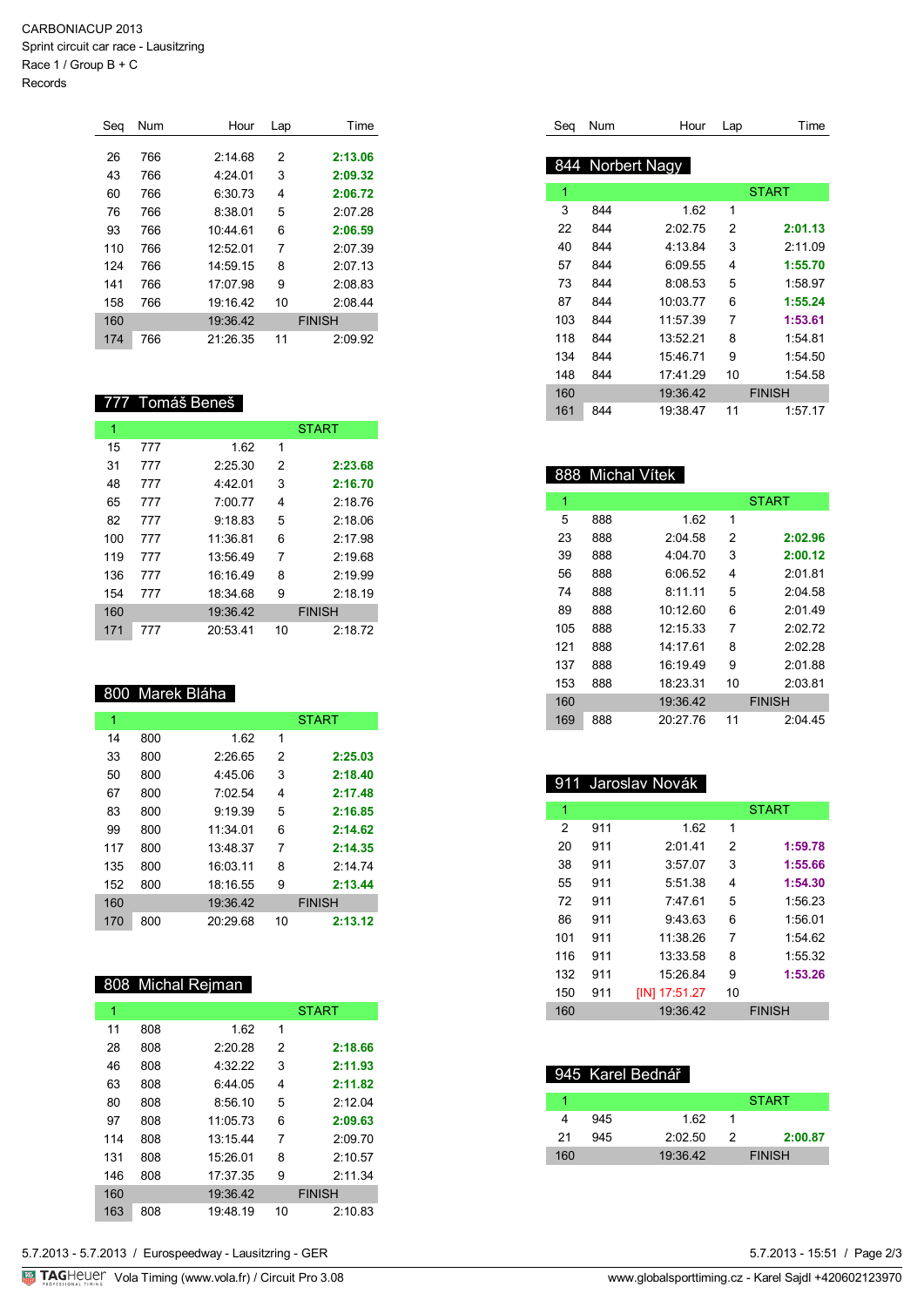CARBONIACUP 2013
Sprint circuit car race - Lausitzring
Race 1 / Group B + C
Records

| Seq | Num | Hour | Lap | Time |
|---|---|---|---|---|
| 26 | 766 | 2:14.68 | 2 | **2:13.06** |
| 43 | 766 | 4:24.01 | 3 | **2:09.32** |
| 60 | 766 | 6:30.73 | 4 | **2:06.72** |
| 76 | 766 | 8:38.01 | 5 | 2:07.28 |
| 93 | 766 | 10:44.61 | 6 | **2:06.59** |
| 110 | 766 | 12:52.01 | 7 | 2:07.39 |
| 124 | 766 | 14:59.15 | 8 | 2:07.13 |
| 141 | 766 | 17:07.98 | 9 | 2:08.83 |
| 158 | 766 | 19:16.42 | 10 | 2:08.44 |
| 160 | | 19:36.42 | FINISH | |
| 174 | 766 | 21:26.35 | 11 | 2:09.92 |

## 777 Tomáš Beneš

| Seq | Num | Hour | Lap | Time |
|---|---|---|---|---|
| 1 | | | START | |
| 15 | 777 | 1.62 | 1 | |
| 31 | 777 | 2:25.30 | 2 | **2:23.68** |
| 48 | 777 | 4:42.01 | 3 | **2:16.70** |
| 65 | 777 | 7:00.77 | 4 | 2:18.76 |
| 82 | 777 | 9:18.83 | 5 | 2:18.06 |
| 100 | 777 | 11:36.81 | 6 | 2:17.98 |
| 119 | 777 | 13:56.49 | 7 | 2:19.68 |
| 136 | 777 | 16:16.49 | 8 | 2:19.99 |
| 154 | 777 | 18:34.68 | 9 | 2:18.19 |
| 160 | | 19:36.42 | FINISH | |
| 171 | 777 | 20:53.41 | 10 | 2:18.72 |

## 800 Marek Bláha

| Seq | Num | Hour | Lap | Time |
|---|---|---|---|---|
| 1 | | | START | |
| 14 | 800 | 1.62 | 1 | |
| 33 | 800 | 2:26.65 | 2 | **2:25.03** |
| 50 | 800 | 4:45.06 | 3 | **2:18.40** |
| 67 | 800 | 7:02.54 | 4 | **2:17.48** |
| 83 | 800 | 9:19.39 | 5 | **2:16.85** |
| 99 | 800 | 11:34.01 | 6 | **2:14.62** |
| 117 | 800 | 13:48.37 | 7 | **2:14.35** |
| 135 | 800 | 16:03.11 | 8 | 2:14.74 |
| 152 | 800 | 18:16.55 | 9 | **2:13.44** |
| 160 | | 19:36.42 | FINISH | |
| 170 | 800 | 20:29.68 | 10 | **2:13.12** |

## 808 Michal Rejman

| Seq | Num | Hour | Lap | Time |
|---|---|---|---|---|
| 1 | | | START | |
| 11 | 808 | 1.62 | 1 | |
| 28 | 808 | 2:20.28 | 2 | **2:18.66** |
| 46 | 808 | 4:32.22 | 3 | **2:11.93** |
| 63 | 808 | 6:44.05 | 4 | **2:11.82** |
| 80 | 808 | 8:56.10 | 5 | 2:12.04 |
| 97 | 808 | 11:05.73 | 6 | **2:09.63** |
| 114 | 808 | 13:15.44 | 7 | 2:09.70 |
| 131 | 808 | 15:26.01 | 8 | 2:10.57 |
| 146 | 808 | 17:37.35 | 9 | 2:11.34 |
| 160 | | 19:36.42 | FINISH | |
| 163 | 808 | 19:48.19 | 10 | 2:10.83 |

## 844 Norbert Nagy

| Seq | Num | Hour | Lap | Time |
|---|---|---|---|---|
| 1 | | | START | |
| 3 | 844 | 1.62 | 1 | |
| 22 | 844 | 2:02.75 | 2 | **2:01.13** |
| 40 | 844 | 4:13.84 | 3 | 2:11.09 |
| 57 | 844 | 6:09.55 | 4 | **1:55.70** |
| 73 | 844 | 8:08.53 | 5 | 1:58.97 |
| 87 | 844 | 10:03.77 | 6 | **1:55.24** |
| 103 | 844 | 11:57.39 | 7 | **1:53.61** |
| 118 | 844 | 13:52.21 | 8 | 1:54.81 |
| 134 | 844 | 15:46.71 | 9 | 1:54.50 |
| 148 | 844 | 17:41.29 | 10 | 1:54.58 |
| 160 | | 19:36.42 | FINISH | |
| 161 | 844 | 19:38.47 | 11 | 1:57.17 |

## 888 Michal Vítek

| Seq | Num | Hour | Lap | Time |
|---|---|---|---|---|
| 1 | | | START | |
| 5 | 888 | 1.62 | 1 | |
| 23 | 888 | 2:04.58 | 2 | **2:02.96** |
| 39 | 888 | 4:04.70 | 3 | **2:00.12** |
| 56 | 888 | 6:06.52 | 4 | 2:01.81 |
| 74 | 888 | 8:11.11 | 5 | 2:04.58 |
| 89 | 888 | 10:12.60 | 6 | 2:01.49 |
| 105 | 888 | 12:15.33 | 7 | 2:02.72 |
| 121 | 888 | 14:17.61 | 8 | 2:02.28 |
| 137 | 888 | 16:19.49 | 9 | 2:01.88 |
| 153 | 888 | 18:23.31 | 10 | 2:03.81 |
| 160 | | 19:36.42 | FINISH | |
| 169 | 888 | 20:27.76 | 11 | 2:04.45 |

## 911 Jaroslav Novák

| Seq | Num | Hour | Lap | Time |
|---|---|---|---|---|
| 1 | | | START | |
| 2 | 911 | 1.62 | 1 | |
| 20 | 911 | 2:01.41 | 2 | **1:59.78** |
| 38 | 911 | 3:57.07 | 3 | **1:55.66** |
| 55 | 911 | 5:51.38 | 4 | **1:54.30** |
| 72 | 911 | 7:47.61 | 5 | 1:56.23 |
| 86 | 911 | 9:43.63 | 6 | 1:56.01 |
| 101 | 911 | 11:38.26 | 7 | 1:54.62 |
| 116 | 911 | 13:33.58 | 8 | 1:55.32 |
| 132 | 911 | 15:26.84 | 9 | **1:53.26** |
| 150 | 911 | [IN] 17:51.27 | 10 | |
| 160 | | 19:36.42 | FINISH | |

## 945 Karel Bednář

| Seq | Num | Hour | Lap | Time |
|---|---|---|---|---|
| 1 | | | START | |
| 4 | 945 | 1.62 | 1 | |
| 21 | 945 | 2:02.50 | 2 | **2:00.87** |
| 160 | | 19:36.42 | FINISH | |

5.7.2013 - 5.7.2013 / Eurospeedway - Lausitzring - GER

5.7.2013 - 15:51

Vola Timing (www.vola.fr) / Circuit Pro 3.08

www.globalsporttiming.cz - Karel Sajdl +420602123970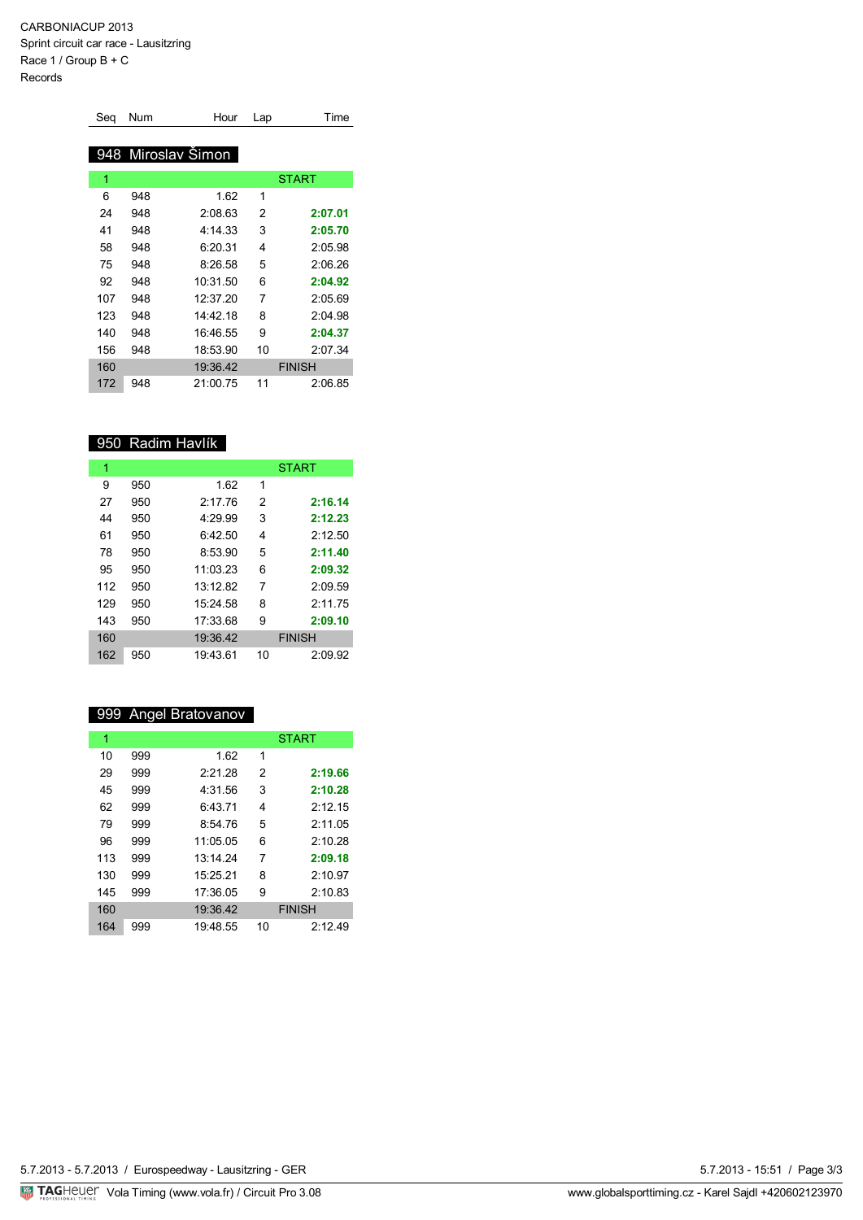CARBONIACUP 2013
Sprint circuit car race - Lausitzring
Race 1 / Group B + C
Records

## 948 Miroslav Šimon

| Seq | Num | Hour | Lap | Time |
|---|---|---|---|---|
| 1 | | | | START |
| 6 | 948 | 1.62 | 1 | |
| 24 | 948 | 2:08.63 | 2 | **2:07.01** |
| 41 | 948 | 4:14.33 | 3 | **2:05.70** |
| 58 | 948 | 6:20.31 | 4 | 2:05.98 |
| 75 | 948 | 8:26.58 | 5 | 2:06.26 |
| 92 | 948 | 10:31.50 | 6 | **2:04.92** |
| 107 | 948 | 12:37.20 | 7 | 2:05.69 |
| 123 | 948 | 14:42.18 | 8 | 2:04.98 |
| 140 | 948 | 16:46.55 | 9 | **2:04.37** |
| 156 | 948 | 18:53.90 | 10 | 2:07.34 |
| 160 | | 19:36.42 | | FINISH |
| 172 | 948 | 21:00.75 | 11 | 2:06.85 |

## 950 Radim Havlík

| Seq | Num | Hour | Lap | Time |
|---|---|---|---|---|
| 1 | | | | START |
| 9 | 950 | 1.62 | 1 | |
| 27 | 950 | 2:17.76 | 2 | **2:16.14** |
| 44 | 950 | 4:29.99 | 3 | **2:12.23** |
| 61 | 950 | 6:42.50 | 4 | 2:12.50 |
| 78 | 950 | 8:53.90 | 5 | **2:11.40** |
| 95 | 950 | 11:03.23 | 6 | **2:09.32** |
| 112 | 950 | 13:12.82 | 7 | 2:09.59 |
| 129 | 950 | 15:24.58 | 8 | 2:11.75 |
| 143 | 950 | 17:33.68 | 9 | **2:09.10** |
| 160 | | 19:36.42 | | FINISH |
| 162 | 950 | 19:43.61 | 10 | 2:09.92 |

## 999 Angel Bratovanov

| Seq | Num | Hour | Lap | Time |
|---|---|---|---|---|
| 1 | | | | START |
| 10 | 999 | 1.62 | 1 | |
| 29 | 999 | 2:21.28 | 2 | **2:19.66** |
| 45 | 999 | 4:31.56 | 3 | **2:10.28** |
| 62 | 999 | 6:43.71 | 4 | 2:12.15 |
| 79 | 999 | 8:54.76 | 5 | 2:11.05 |
| 96 | 999 | 11:05.05 | 6 | 2:10.28 |
| 113 | 999 | 13:14.24 | 7 | **2:09.18** |
| 130 | 999 | 15:25.21 | 8 | 2:10.97 |
| 145 | 999 | 17:36.05 | 9 | 2:10.83 |
| 160 | | 19:36.42 | | FINISH |
| 164 | 999 | 19:48.55 | 10 | 2:12.49 |

5.7.2013 - 5.7.2013 / Eurospeedway - Lausitzring - GER

5.7.2013 - 15:51

TAGHeuer Vola Timing (www.vola.fr) / Circuit Pro 3.08

www.globalsporttiming.cz - Karel Sajdl +420602123970